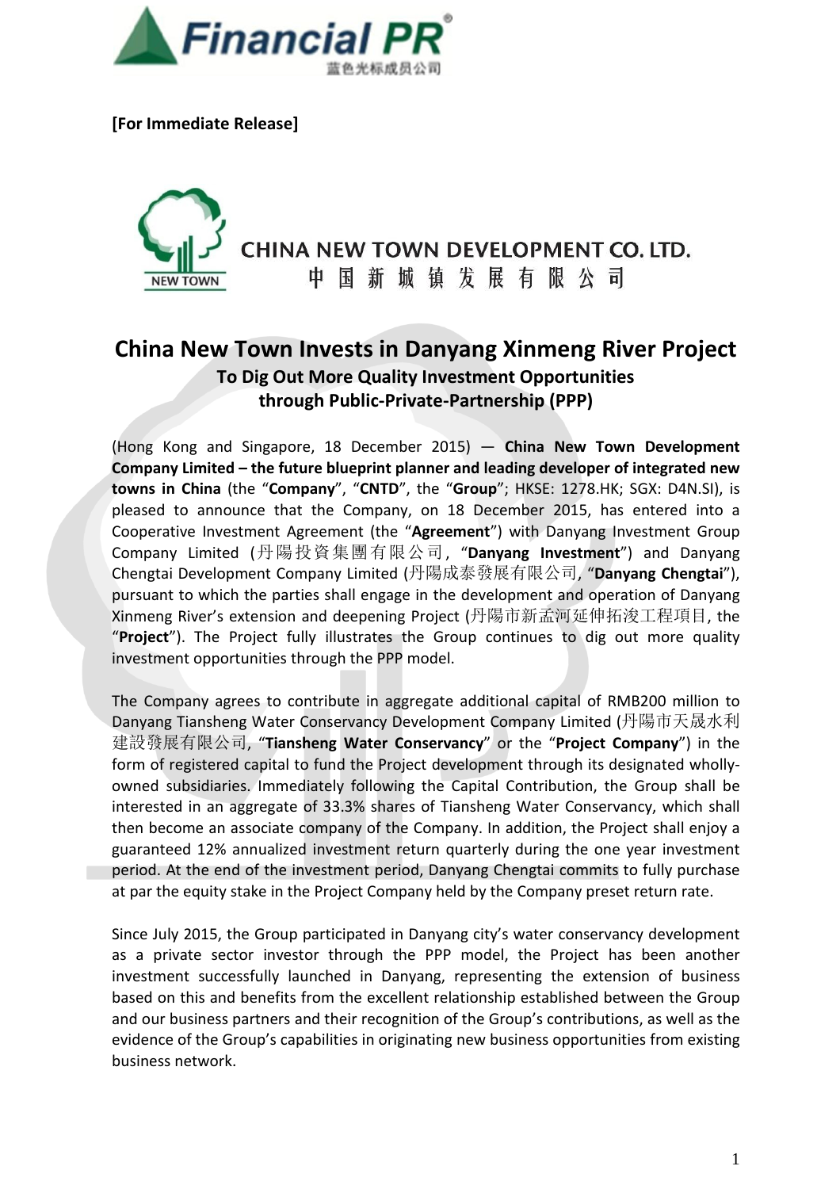**[For Immediate Release]**

CHINA NEW TOWN DEVELOPMENT CO. LTD.
中 国 新 城 镇 发 展 有 限 公 司

# China New Town Invests in Danyang Xinmeng River Project

## To Dig Out More Quality Investment Opportunities through Public-Private-Partnership (PPP)

(Hong Kong and Singapore, 18 December 2015) — **China New Town Development Company Limited – the future blueprint planner and leading developer of integrated new towns in China** (the "**Company**", "**CNTD**", the "**Group**"; HKSE: 1278.HK; SGX: D4N.SI), is pleased to announce that the Company, on 18 December 2015, has entered into a Cooperative Investment Agreement (the "**Agreement**") with Danyang Investment Group Company Limited (丹陽投資集團有限公司, "**Danyang Investment**") and Danyang Chengtai Development Company Limited (丹陽成泰發展有限公司, "**Danyang Chengtai**"), pursuant to which the parties shall engage in the development and operation of Danyang Xinmeng River's extension and deepening Project (丹陽市新孟河延伸拓浚工程項目, the "**Project**"). The Project fully illustrates the Group continues to dig out more quality investment opportunities through the PPP model.

The Company agrees to contribute in aggregate additional capital of RMB200 million to Danyang Tiansheng Water Conservancy Development Company Limited (丹陽市天晟水利建設發展有限公司, "**Tiansheng Water Conservancy**" or the "**Project Company**") in the form of registered capital to fund the Project development through its designated wholly-owned subsidiaries. Immediately following the Capital Contribution, the Group shall be interested in an aggregate of 33.3% shares of Tiansheng Water Conservancy, which shall then become an associate company of the Company. In addition, the Project shall enjoy a guaranteed 12% annualized investment return quarterly during the one year investment period. At the end of the investment period, Danyang Chengtai commits to fully purchase at par the equity stake in the Project Company held by the Company preset return rate.

Since July 2015, the Group participated in Danyang city's water conservancy development as a private sector investor through the PPP model, the Project has been another investment successfully launched in Danyang, representing the extension of business based on this and benefits from the excellent relationship established between the Group and our business partners and their recognition of the Group's contributions, as well as the evidence of the Group's capabilities in originating new business opportunities from existing business network.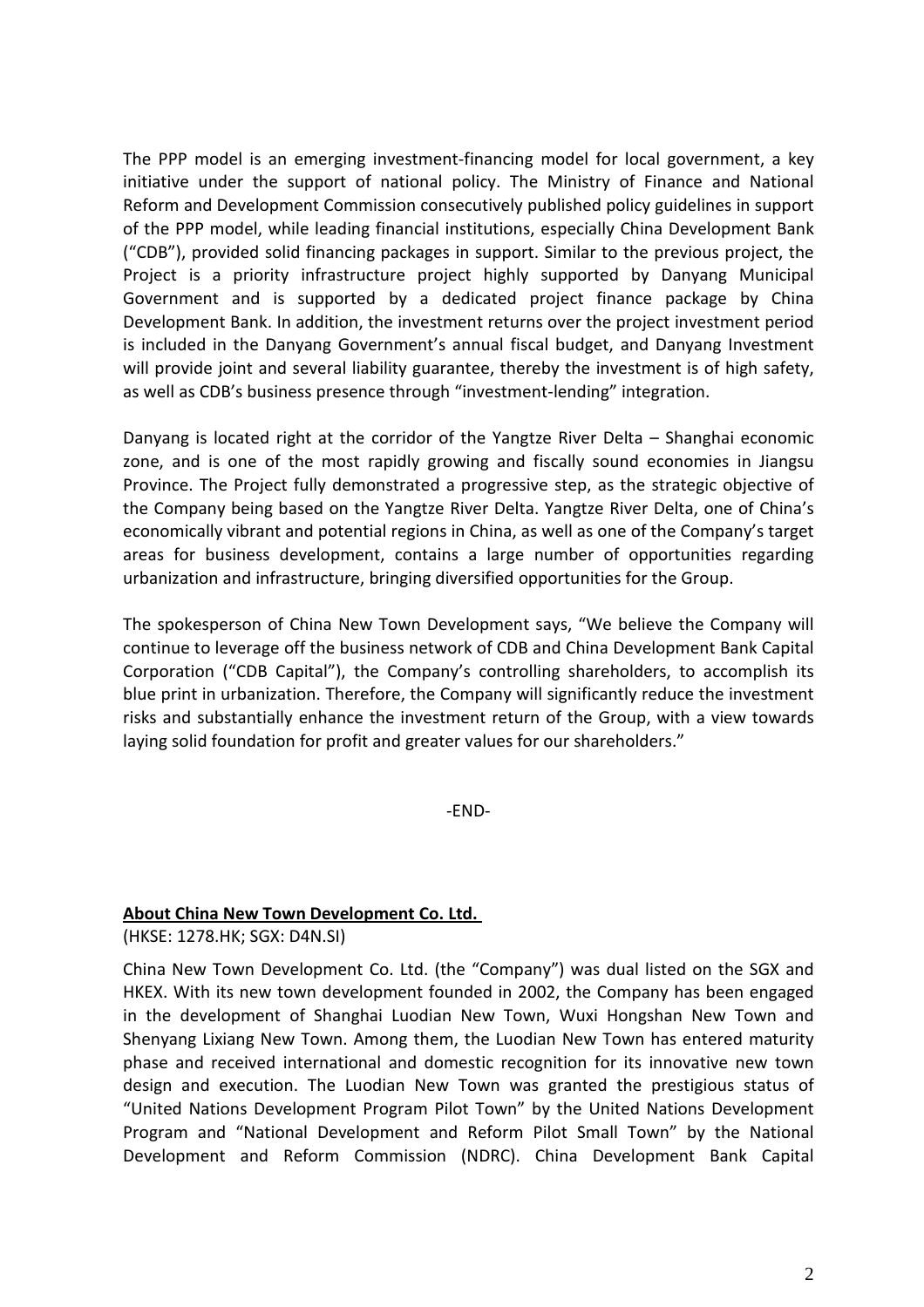The PPP model is an emerging investment-financing model for local government, a key initiative under the support of national policy. The Ministry of Finance and National Reform and Development Commission consecutively published policy guidelines in support of the PPP model, while leading financial institutions, especially China Development Bank ("CDB"), provided solid financing packages in support. Similar to the previous project, the Project is a priority infrastructure project highly supported by Danyang Municipal Government and is supported by a dedicated project finance package by China Development Bank. In addition, the investment returns over the project investment period is included in the Danyang Government's annual fiscal budget, and Danyang Investment will provide joint and several liability guarantee, thereby the investment is of high safety, as well as CDB's business presence through "investment-lending" integration.

Danyang is located right at the corridor of the Yangtze River Delta – Shanghai economic zone, and is one of the most rapidly growing and fiscally sound economies in Jiangsu Province. The Project fully demonstrated a progressive step, as the strategic objective of the Company being based on the Yangtze River Delta. Yangtze River Delta, one of China's economically vibrant and potential regions in China, as well as one of the Company's target areas for business development, contains a large number of opportunities regarding urbanization and infrastructure, bringing diversified opportunities for the Group.

The spokesperson of China New Town Development says, "We believe the Company will continue to leverage off the business network of CDB and China Development Bank Capital Corporation ("CDB Capital"), the Company's controlling shareholders, to accomplish its blue print in urbanization. Therefore, the Company will significantly reduce the investment risks and substantially enhance the investment return of the Group, with a view towards laying solid foundation for profit and greater values for our shareholders."

-END-

**About China New Town Development Co. Ltd.**

(HKSE: 1278.HK; SGX: D4N.SI)

China New Town Development Co. Ltd. (the "Company") was dual listed on the SGX and HKEX. With its new town development founded in 2002, the Company has been engaged in the development of Shanghai Luodian New Town, Wuxi Hongshan New Town and Shenyang Lixiang New Town. Among them, the Luodian New Town has entered maturity phase and received international and domestic recognition for its innovative new town design and execution. The Luodian New Town was granted the prestigious status of "United Nations Development Program Pilot Town" by the United Nations Development Program and "National Development and Reform Pilot Small Town" by the National Development and Reform Commission (NDRC). China Development Bank Capital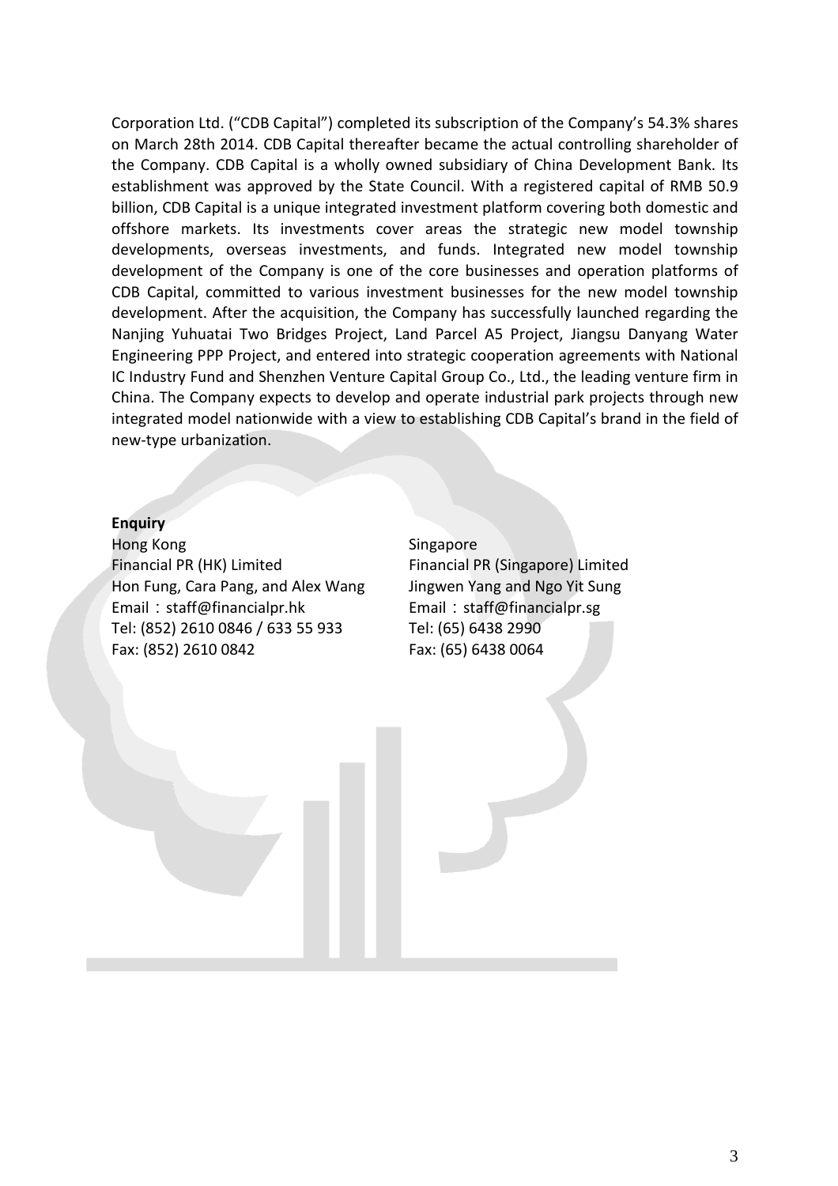Corporation Ltd. ("CDB Capital") completed its subscription of the Company's 54.3% shares on March 28th 2014. CDB Capital thereafter became the actual controlling shareholder of the Company. CDB Capital is a wholly owned subsidiary of China Development Bank. Its establishment was approved by the State Council. With a registered capital of RMB 50.9 billion, CDB Capital is a unique integrated investment platform covering both domestic and offshore markets. Its investments cover areas the strategic new model township developments, overseas investments, and funds. Integrated new model township development of the Company is one of the core businesses and operation platforms of CDB Capital, committed to various investment businesses for the new model township development. After the acquisition, the Company has successfully launched regarding the Nanjing Yuhuatai Two Bridges Project, Land Parcel A5 Project, Jiangsu Danyang Water Engineering PPP Project, and entered into strategic cooperation agreements with National IC Industry Fund and Shenzhen Venture Capital Group Co., Ltd., the leading venture firm in China. The Company expects to develop and operate industrial park projects through new integrated model nationwide with a view to establishing CDB Capital's brand in the field of new-type urbanization.

**Enquiry**

Hong Kong
Financial PR (HK) Limited
Hon Fung, Cara Pang, and Alex Wang
Email：staff@financialpr.hk
Tel: (852) 2610 0846 / 633 55 933
Fax: (852) 2610 0842

Singapore
Financial PR (Singapore) Limited
Jingwen Yang and Ngo Yit Sung
Email：staff@financialpr.sg
Tel: (65) 6438 2990
Fax: (65) 6438 0064